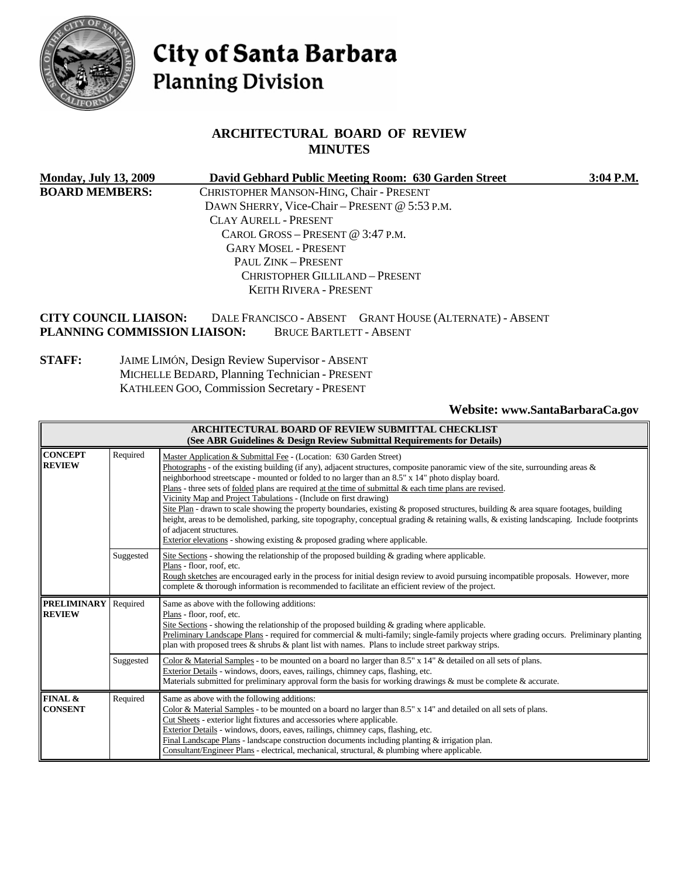# City of Santa Barbara
## Planning Division

## ARCHITECTURAL BOARD OF REVIEW MINUTES

**Monday, July 13, 2009** **David Gebhard Public Meeting Room: 630 Garden Street** **3:04 P.M.**

**BOARD MEMBERS:**
CHRISTOPHER MANSON-HING, Chair - PRESENT
DAWN SHERRY, Vice-Chair – PRESENT @ 5:53 P.M.
CLAY AURELL - PRESENT
CAROL GROSS – PRESENT @ 3:47 P.M.
GARY MOSEL - PRESENT
PAUL ZINK – PRESENT
CHRISTOPHER GILLILAND – PRESENT
KEITH RIVERA - PRESENT

**CITY COUNCIL LIAISON:** DALE FRANCISCO - ABSENT GRANT HOUSE (ALTERNATE) - ABSENT
**PLANNING COMMISSION LIAISON:** BRUCE BARTLETT - ABSENT

**STAFF:**
JAIME LIMÓN, Design Review Supervisor - ABSENT
MICHELLE BEDARD, Planning Technician - PRESENT
KATHLEEN GOO, Commission Secretary - PRESENT

**Website: www.SantaBarbaraCa.gov**

| **ARCHITECTURAL BOARD OF REVIEW SUBMITTAL CHECKLIST (See ABR Guidelines & Design Review Submittal Requirements for Details)** | | |
|---|---|---|
| **CONCEPT REVIEW** | Required | Master Application & Submittal Fee - (Location: 630 Garden Street)<br>Photographs - of the existing building (if any), adjacent structures, composite panoramic view of the site, surrounding areas & neighborhood streetscape - mounted or folded to no larger than an 8.5" x 14" photo display board.<br>Plans - three sets of folded plans are required at the time of submittal & each time plans are revised.<br>Vicinity Map and Project Tabulations - (Include on first drawing)<br>Site Plan - drawn to scale showing the property boundaries, existing & proposed structures, building & area square footages, building height, areas to be demolished, parking, site topography, conceptual grading & retaining walls, & existing landscaping. Include footprints of adjacent structures.<br>Exterior elevations - showing existing & proposed grading where applicable. |
| | Suggested | Site Sections - showing the relationship of the proposed building & grading where applicable.<br>Plans - floor, roof, etc.<br>Rough sketches are encouraged early in the process for initial design review to avoid pursuing incompatible proposals. However, more complete & thorough information is recommended to facilitate an efficient review of the project. |
| **PRELIMINARY REVIEW** | Required | Same as above with the following additions:<br>Plans - floor, roof, etc.<br>Site Sections - showing the relationship of the proposed building & grading where applicable.<br>Preliminary Landscape Plans - required for commercial & multi-family; single-family projects where grading occurs. Preliminary planting plan with proposed trees & shrubs & plant list with names. Plans to include street parkway strips. |
| | Suggested | Color & Material Samples - to be mounted on a board no larger than 8.5" x 14" & detailed on all sets of plans.<br>Exterior Details - windows, doors, eaves, railings, chimney caps, flashing, etc.<br>Materials submitted for preliminary approval form the basis for working drawings & must be complete & accurate. |
| **FINAL & CONSENT** | Required | Same as above with the following additions:<br>Color & Material Samples - to be mounted on a board no larger than 8.5" x 14" and detailed on all sets of plans.<br>Cut Sheets - exterior light fixtures and accessories where applicable.<br>Exterior Details - windows, doors, eaves, railings, chimney caps, flashing, etc.<br>Final Landscape Plans - landscape construction documents including planting & irrigation plan.<br>Consultant/Engineer Plans - electrical, mechanical, structural, & plumbing where applicable. |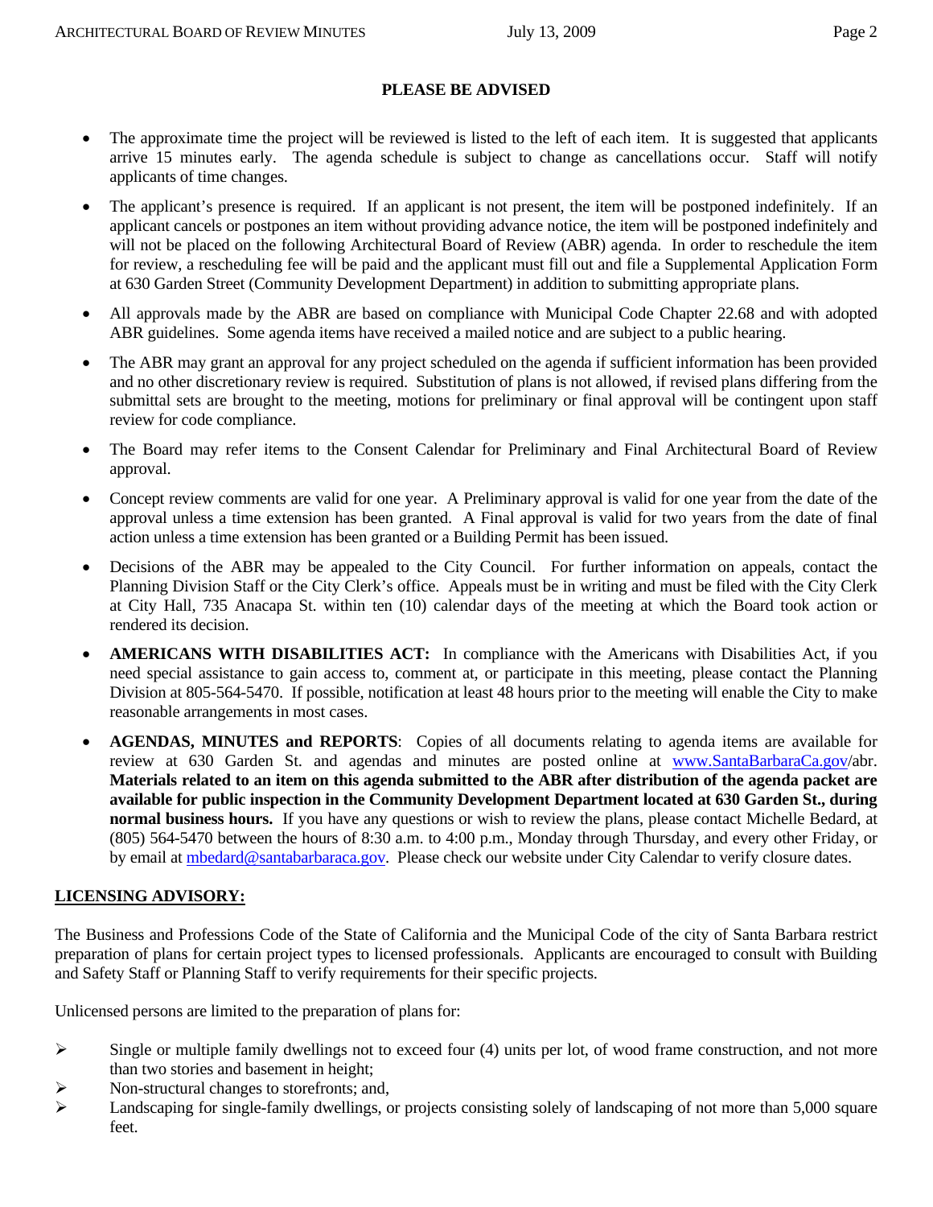## PLEASE BE ADVISED

- The approximate time the project will be reviewed is listed to the left of each item. It is suggested that applicants arrive 15 minutes early. The agenda schedule is subject to change as cancellations occur. Staff will notify applicants of time changes.
- The applicant's presence is required. If an applicant is not present, the item will be postponed indefinitely. If an applicant cancels or postpones an item without providing advance notice, the item will be postponed indefinitely and will not be placed on the following Architectural Board of Review (ABR) agenda. In order to reschedule the item for review, a rescheduling fee will be paid and the applicant must fill out and file a Supplemental Application Form at 630 Garden Street (Community Development Department) in addition to submitting appropriate plans.
- All approvals made by the ABR are based on compliance with Municipal Code Chapter 22.68 and with adopted ABR guidelines. Some agenda items have received a mailed notice and are subject to a public hearing.
- The ABR may grant an approval for any project scheduled on the agenda if sufficient information has been provided and no other discretionary review is required. Substitution of plans is not allowed, if revised plans differing from the submittal sets are brought to the meeting, motions for preliminary or final approval will be contingent upon staff review for code compliance.
- The Board may refer items to the Consent Calendar for Preliminary and Final Architectural Board of Review approval.
- Concept review comments are valid for one year. A Preliminary approval is valid for one year from the date of the approval unless a time extension has been granted. A Final approval is valid for two years from the date of final action unless a time extension has been granted or a Building Permit has been issued.
- Decisions of the ABR may be appealed to the City Council. For further information on appeals, contact the Planning Division Staff or the City Clerk's office. Appeals must be in writing and must be filed with the City Clerk at City Hall, 735 Anacapa St. within ten (10) calendar days of the meeting at which the Board took action or rendered its decision.
- **AMERICANS WITH DISABILITIES ACT:** In compliance with the Americans with Disabilities Act, if you need special assistance to gain access to, comment at, or participate in this meeting, please contact the Planning Division at 805-564-5470. If possible, notification at least 48 hours prior to the meeting will enable the City to make reasonable arrangements in most cases.
- **AGENDAS, MINUTES and REPORTS**: Copies of all documents relating to agenda items are available for review at 630 Garden St. and agendas and minutes are posted online at www.SantaBarbaraCa.gov/abr. **Materials related to an item on this agenda submitted to the ABR after distribution of the agenda packet are available for public inspection in the Community Development Department located at 630 Garden St., during normal business hours.** If you have any questions or wish to review the plans, please contact Michelle Bedard, at (805) 564-5470 between the hours of 8:30 a.m. to 4:00 p.m., Monday through Thursday, and every other Friday, or by email at mbedard@santabarbaraca.gov. Please check our website under City Calendar to verify closure dates.

## LICENSING ADVISORY:

The Business and Professions Code of the State of California and the Municipal Code of the city of Santa Barbara restrict preparation of plans for certain project types to licensed professionals. Applicants are encouraged to consult with Building and Safety Staff or Planning Staff to verify requirements for their specific projects.

Unlicensed persons are limited to the preparation of plans for:

- Single or multiple family dwellings not to exceed four (4) units per lot, of wood frame construction, and not more than two stories and basement in height;
- Non-structural changes to storefronts; and,
- Landscaping for single-family dwellings, or projects consisting solely of landscaping of not more than 5,000 square feet.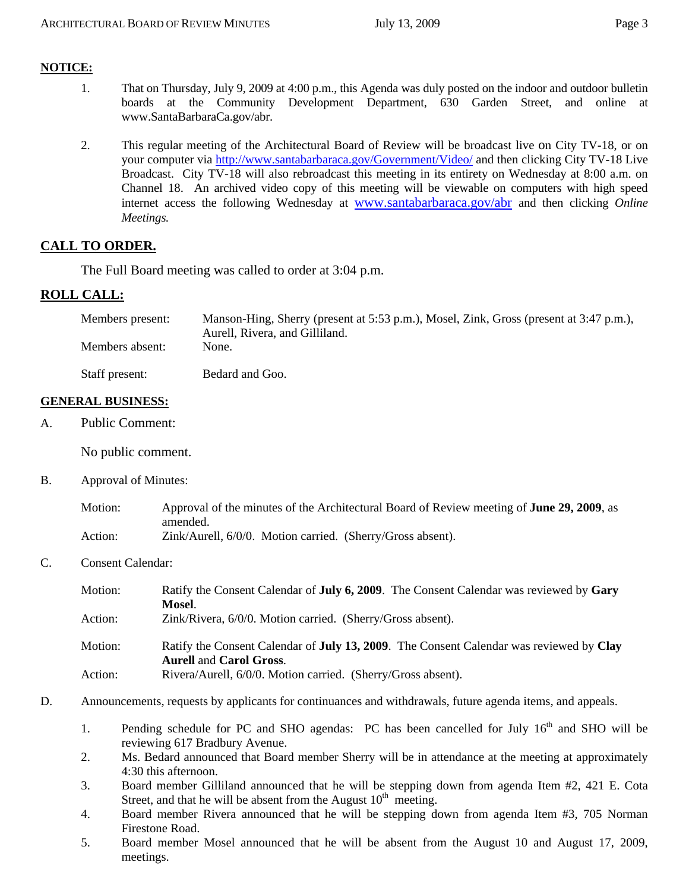**NOTICE:**

1. That on Thursday, July 9, 2009 at 4:00 p.m., this Agenda was duly posted on the indoor and outdoor bulletin boards at the Community Development Department, 630 Garden Street, and online at www.SantaBarbaraCa.gov/abr.

2. This regular meeting of the Architectural Board of Review will be broadcast live on City TV-18, or on your computer via http://www.santabarbaraca.gov/Government/Video/ and then clicking City TV-18 Live Broadcast. City TV-18 will also rebroadcast this meeting in its entirety on Wednesday at 8:00 a.m. on Channel 18. An archived video copy of this meeting will be viewable on computers with high speed internet access the following Wednesday at www.santabarbaraca.gov/abr and then clicking *Online Meetings.*

## CALL TO ORDER.

The Full Board meeting was called to order at 3:04 p.m.

## ROLL CALL:

Members present: Manson-Hing, Sherry (present at 5:53 p.m.), Mosel, Zink, Gross (present at 3:47 p.m.), Aurell, Rivera, and Gilliland.

Members absent: None.

Staff present: Bedard and Goo.

## GENERAL BUSINESS:

A. Public Comment:

No public comment.

B. Approval of Minutes:

Motion: Approval of the minutes of the Architectural Board of Review meeting of **June 29, 2009**, as amended.

Action: Zink/Aurell, 6/0/0. Motion carried. (Sherry/Gross absent).

C. Consent Calendar:

Motion: Ratify the Consent Calendar of **July 6, 2009**. The Consent Calendar was reviewed by **Gary Mosel**.

Action: Zink/Rivera, 6/0/0. Motion carried. (Sherry/Gross absent).

Motion: Ratify the Consent Calendar of **July 13, 2009**. The Consent Calendar was reviewed by **Clay Aurell** and **Carol Gross**.

Action: Rivera/Aurell, 6/0/0. Motion carried. (Sherry/Gross absent).

D. Announcements, requests by applicants for continuances and withdrawals, future agenda items, and appeals.

1. Pending schedule for PC and SHO agendas: PC has been cancelled for July 16th and SHO will be reviewing 617 Bradbury Avenue.
2. Ms. Bedard announced that Board member Sherry will be in attendance at the meeting at approximately 4:30 this afternoon.
3. Board member Gilliland announced that he will be stepping down from agenda Item #2, 421 E. Cota Street, and that he will be absent from the August 10th meeting.
4. Board member Rivera announced that he will be stepping down from agenda Item #3, 705 Norman Firestone Road.
5. Board member Mosel announced that he will be absent from the August 10 and August 17, 2009, meetings.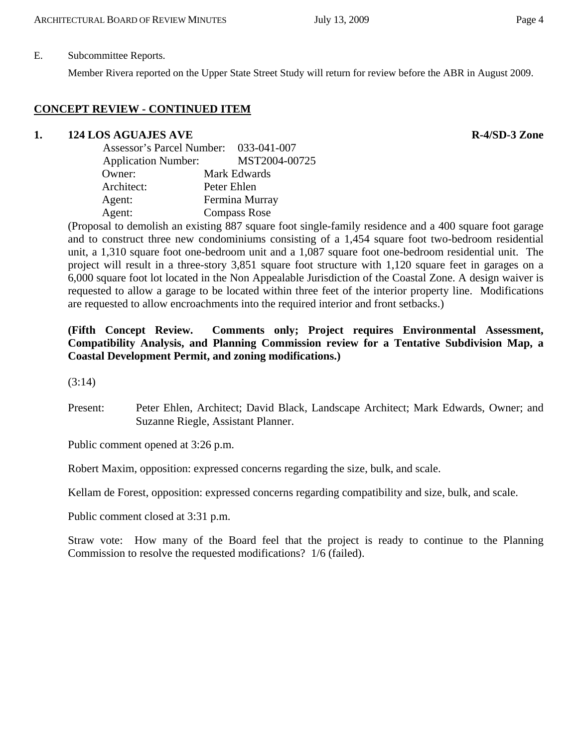E. Subcommittee Reports.

Member Rivera reported on the Upper State Street Study will return for review before the ABR in August 2009.

## CONCEPT REVIEW - CONTINUED ITEM

### 1. 124 LOS AGUAJES AVE — R-4/SD-3 Zone

Assessor's Parcel Number: 033-041-007
Application Number: MST2004-00725
Owner: Mark Edwards
Architect: Peter Ehlen
Agent: Fermina Murray
Agent: Compass Rose

(Proposal to demolish an existing 887 square foot single-family residence and a 400 square foot garage and to construct three new condominiums consisting of a 1,454 square foot two-bedroom residential unit, a 1,310 square foot one-bedroom unit and a 1,087 square foot one-bedroom residential unit. The project will result in a three-story 3,851 square foot structure with 1,120 square feet in garages on a 6,000 square foot lot located in the Non Appealable Jurisdiction of the Coastal Zone. A design waiver is requested to allow a garage to be located within three feet of the interior property line. Modifications are requested to allow encroachments into the required interior and front setbacks.)

**(Fifth Concept Review. Comments only; Project requires Environmental Assessment, Compatibility Analysis, and Planning Commission review for a Tentative Subdivision Map, a Coastal Development Permit, and zoning modifications.)**

(3:14)

Present: Peter Ehlen, Architect; David Black, Landscape Architect; Mark Edwards, Owner; and Suzanne Riegle, Assistant Planner.

Public comment opened at 3:26 p.m.

Robert Maxim, opposition: expressed concerns regarding the size, bulk, and scale.

Kellam de Forest, opposition: expressed concerns regarding compatibility and size, bulk, and scale.

Public comment closed at 3:31 p.m.

Straw vote: How many of the Board feel that the project is ready to continue to the Planning Commission to resolve the requested modifications? 1/6 (failed).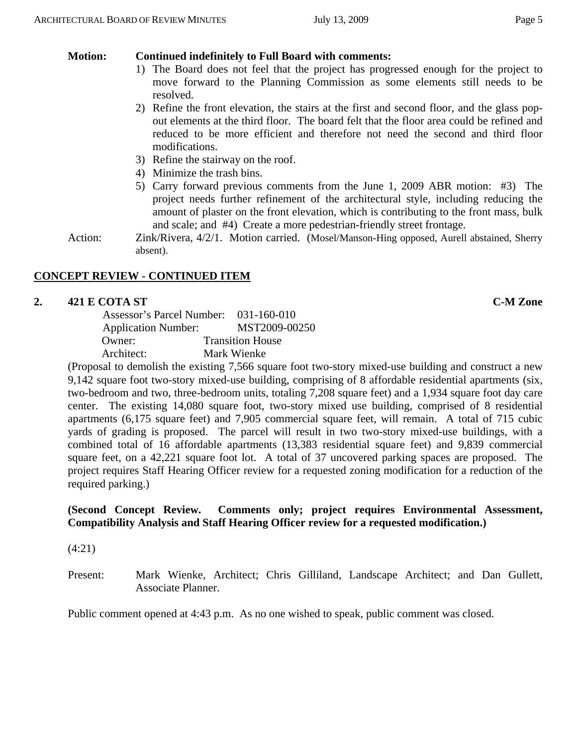**Motion:** **Continued indefinitely to Full Board with comments:**

1) The Board does not feel that the project has progressed enough for the project to move forward to the Planning Commission as some elements still needs to be resolved.
2) Refine the front elevation, the stairs at the first and second floor, and the glass pop-out elements at the third floor. The board felt that the floor area could be refined and reduced to be more efficient and therefore not need the second and third floor modifications.
3) Refine the stairway on the roof.
4) Minimize the trash bins.
5) Carry forward previous comments from the June 1, 2009 ABR motion: #3) The project needs further refinement of the architectural style, including reducing the amount of plaster on the front elevation, which is contributing to the front mass, bulk and scale; and #4) Create a more pedestrian-friendly street frontage.

Action: Zink/Rivera, 4/2/1. Motion carried. (Mosel/Manson-Hing opposed, Aurell abstained, Sherry absent).

## CONCEPT REVIEW - CONTINUED ITEM

### 2. 421 E COTA ST — C-M Zone

Assessor's Parcel Number: 031-160-010
Application Number: MST2009-00250
Owner: Transition House
Architect: Mark Wienke

(Proposal to demolish the existing 7,566 square foot two-story mixed-use building and construct a new 9,142 square foot two-story mixed-use building, comprising of 8 affordable residential apartments (six, two-bedroom and two, three-bedroom units, totaling 7,208 square feet) and a 1,934 square foot day care center. The existing 14,080 square foot, two-story mixed use building, comprised of 8 residential apartments (6,175 square feet) and 7,905 commercial square feet, will remain. A total of 715 cubic yards of grading is proposed. The parcel will result in two two-story mixed-use buildings, with a combined total of 16 affordable apartments (13,383 residential square feet) and 9,839 commercial square feet, on a 42,221 square foot lot. A total of 37 uncovered parking spaces are proposed. The project requires Staff Hearing Officer review for a requested zoning modification for a reduction of the required parking.)

**(Second Concept Review. Comments only; project requires Environmental Assessment, Compatibility Analysis and Staff Hearing Officer review for a requested modification.)**

(4:21)

Present: Mark Wienke, Architect; Chris Gilliland, Landscape Architect; and Dan Gullett, Associate Planner.

Public comment opened at 4:43 p.m. As no one wished to speak, public comment was closed.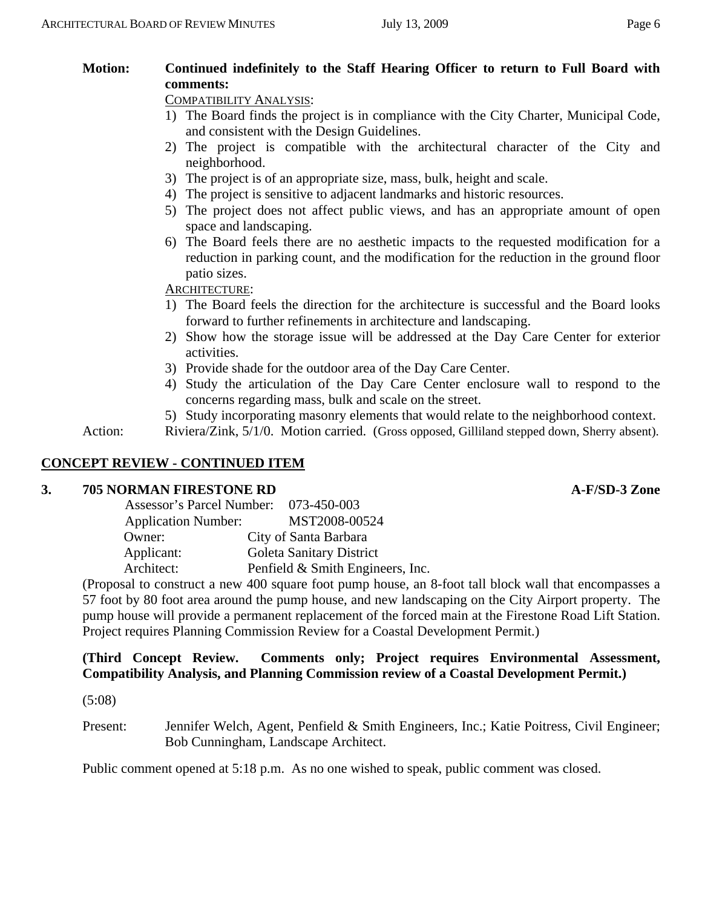**Motion: Continued indefinitely to the Staff Hearing Officer to return to Full Board with comments:**

COMPATIBILITY ANALYSIS:

1) The Board finds the project is in compliance with the City Charter, Municipal Code, and consistent with the Design Guidelines.
2) The project is compatible with the architectural character of the City and neighborhood.
3) The project is of an appropriate size, mass, bulk, height and scale.
4) The project is sensitive to adjacent landmarks and historic resources.
5) The project does not affect public views, and has an appropriate amount of open space and landscaping.
6) The Board feels there are no aesthetic impacts to the requested modification for a reduction in parking count, and the modification for the reduction in the ground floor patio sizes.

ARCHITECTURE:

1) The Board feels the direction for the architecture is successful and the Board looks forward to further refinements in architecture and landscaping.
2) Show how the storage issue will be addressed at the Day Care Center for exterior activities.
3) Provide shade for the outdoor area of the Day Care Center.
4) Study the articulation of the Day Care Center enclosure wall to respond to the concerns regarding mass, bulk and scale on the street.
5) Study incorporating masonry elements that would relate to the neighborhood context.

Action: Riviera/Zink, 5/1/0. Motion carried. (Gross opposed, Gilliland stepped down, Sherry absent).

## CONCEPT REVIEW - CONTINUED ITEM

### 3. 705 NORMAN FIRESTONE RD — A-F/SD-3 Zone

Assessor's Parcel Number: 073-450-003
Application Number: MST2008-00524
Owner: City of Santa Barbara
Applicant: Goleta Sanitary District
Architect: Penfield & Smith Engineers, Inc.

(Proposal to construct a new 400 square foot pump house, an 8-foot tall block wall that encompasses a 57 foot by 80 foot area around the pump house, and new landscaping on the City Airport property. The pump house will provide a permanent replacement of the forced main at the Firestone Road Lift Station. Project requires Planning Commission Review for a Coastal Development Permit.)

**(Third Concept Review. Comments only; Project requires Environmental Assessment, Compatibility Analysis, and Planning Commission review of a Coastal Development Permit.)**

(5:08)

Present: Jennifer Welch, Agent, Penfield & Smith Engineers, Inc.; Katie Poitress, Civil Engineer; Bob Cunningham, Landscape Architect.

Public comment opened at 5:18 p.m. As no one wished to speak, public comment was closed.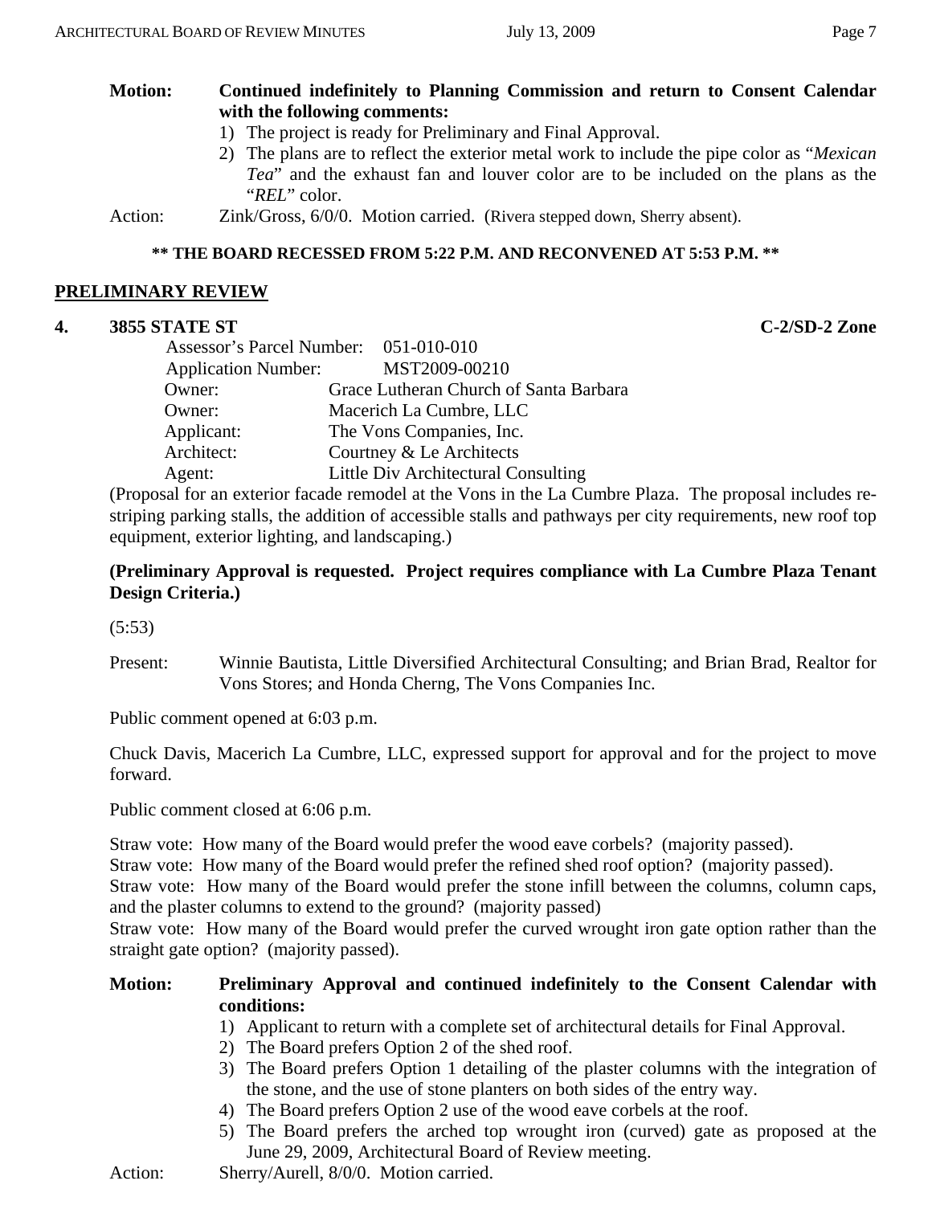**Motion:** **Continued indefinitely to Planning Commission and return to Consent Calendar with the following comments:**

1) The project is ready for Preliminary and Final Approval.
2) The plans are to reflect the exterior metal work to include the pipe color as "*Mexican Tea*" and the exhaust fan and louver color are to be included on the plans as the "*REL*" color.

Action: Zink/Gross, 6/0/0. Motion carried. (Rivera stepped down, Sherry absent).

**\*\* THE BOARD RECESSED FROM 5:22 P.M. AND RECONVENED AT 5:53 P.M. \*\***

## PRELIMINARY REVIEW

### 4. 3855 STATE ST — C-2/SD-2 Zone

Assessor's Parcel Number: 051-010-010
Application Number: MST2009-00210
Owner: Grace Lutheran Church of Santa Barbara
Owner: Macerich La Cumbre, LLC
Applicant: The Vons Companies, Inc.
Architect: Courtney & Le Architects
Agent: Little Div Architectural Consulting

(Proposal for an exterior facade remodel at the Vons in the La Cumbre Plaza. The proposal includes re-striping parking stalls, the addition of accessible stalls and pathways per city requirements, new roof top equipment, exterior lighting, and landscaping.)

**(Preliminary Approval is requested. Project requires compliance with La Cumbre Plaza Tenant Design Criteria.)**

(5:53)

Present: Winnie Bautista, Little Diversified Architectural Consulting; and Brian Brad, Realtor for Vons Stores; and Honda Cherng, The Vons Companies Inc.

Public comment opened at 6:03 p.m.

Chuck Davis, Macerich La Cumbre, LLC, expressed support for approval and for the project to move forward.

Public comment closed at 6:06 p.m.

Straw vote: How many of the Board would prefer the wood eave corbels? (majority passed).
Straw vote: How many of the Board would prefer the refined shed roof option? (majority passed).
Straw vote: How many of the Board would prefer the stone infill between the columns, column caps, and the plaster columns to extend to the ground? (majority passed)
Straw vote: How many of the Board would prefer the curved wrought iron gate option rather than the straight gate option? (majority passed).

**Motion:** **Preliminary Approval and continued indefinitely to the Consent Calendar with conditions:**

1) Applicant to return with a complete set of architectural details for Final Approval.
2) The Board prefers Option 2 of the shed roof.
3) The Board prefers Option 1 detailing of the plaster columns with the integration of the stone, and the use of stone planters on both sides of the entry way.
4) The Board prefers Option 2 use of the wood eave corbels at the roof.
5) The Board prefers the arched top wrought iron (curved) gate as proposed at the June 29, 2009, Architectural Board of Review meeting.

Action: Sherry/Aurell, 8/0/0. Motion carried.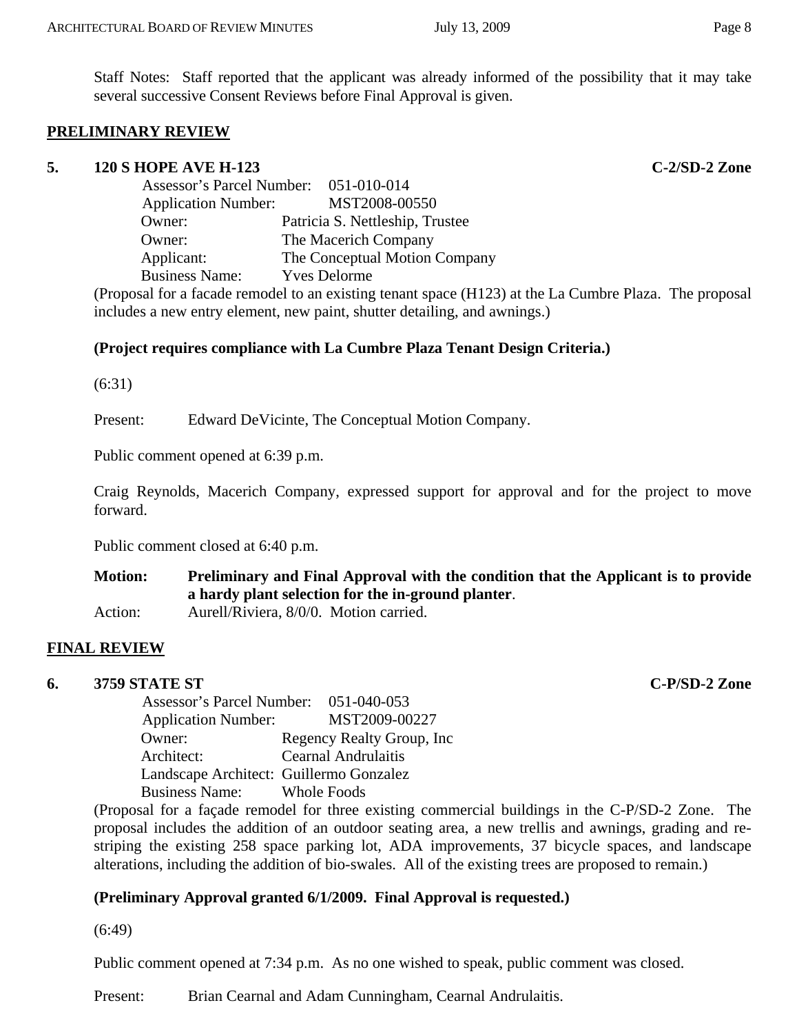Staff Notes: Staff reported that the applicant was already informed of the possibility that it may take several successive Consent Reviews before Final Approval is given.

## PRELIMINARY REVIEW

**5. 120 S HOPE AVE H-123 C-2/SD-2 Zone**

Assessor's Parcel Number: 051-010-014
Application Number: MST2008-00550
Owner: Patricia S. Nettleship, Trustee
Owner: The Macerich Company
Applicant: The Conceptual Motion Company
Business Name: Yves Delorme

(Proposal for a facade remodel to an existing tenant space (H123) at the La Cumbre Plaza. The proposal includes a new entry element, new paint, shutter detailing, and awnings.)

**(Project requires compliance with La Cumbre Plaza Tenant Design Criteria.)**

(6:31)

Present: Edward DeVicinte, The Conceptual Motion Company.

Public comment opened at 6:39 p.m.

Craig Reynolds, Macerich Company, expressed support for approval and for the project to move forward.

Public comment closed at 6:40 p.m.

**Motion: Preliminary and Final Approval with the condition that the Applicant is to provide a hardy plant selection for the in-ground planter**.
Action: Aurell/Riviera, 8/0/0. Motion carried.

## FINAL REVIEW

**6. 3759 STATE ST C-P/SD-2 Zone**

Assessor's Parcel Number: 051-040-053
Application Number: MST2009-00227
Owner: Regency Realty Group, Inc
Architect: Cearnal Andrulaitis
Landscape Architect: Guillermo Gonzalez
Business Name: Whole Foods

(Proposal for a façade remodel for three existing commercial buildings in the C-P/SD-2 Zone. The proposal includes the addition of an outdoor seating area, a new trellis and awnings, grading and re-striping the existing 258 space parking lot, ADA improvements, 37 bicycle spaces, and landscape alterations, including the addition of bio-swales. All of the existing trees are proposed to remain.)

**(Preliminary Approval granted 6/1/2009. Final Approval is requested.)**

(6:49)

Public comment opened at 7:34 p.m. As no one wished to speak, public comment was closed.

Present: Brian Cearnal and Adam Cunningham, Cearnal Andrulaitis.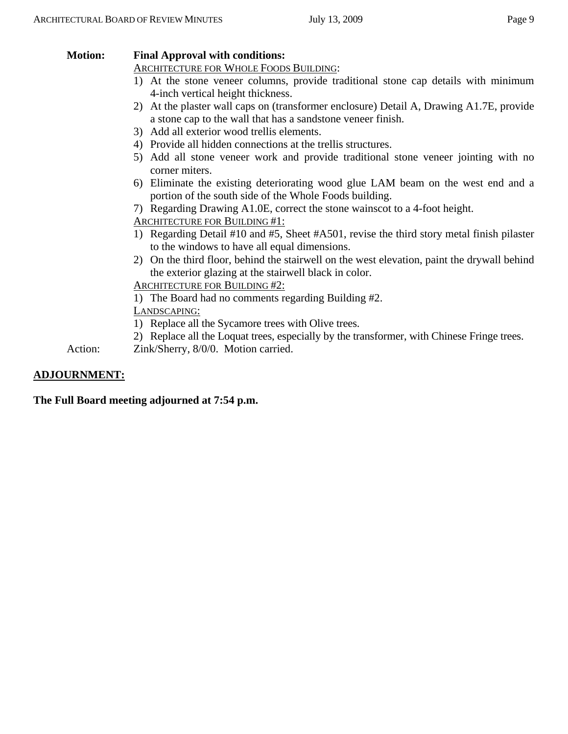**Motion:** **Final Approval with conditions:**

ARCHITECTURE FOR WHOLE FOODS BUILDING:

1) At the stone veneer columns, provide traditional stone cap details with minimum 4-inch vertical height thickness.
2) At the plaster wall caps on (transformer enclosure) Detail A, Drawing A1.7E, provide a stone cap to the wall that has a sandstone veneer finish.
3) Add all exterior wood trellis elements.
4) Provide all hidden connections at the trellis structures.
5) Add all stone veneer work and provide traditional stone veneer jointing with no corner miters.
6) Eliminate the existing deteriorating wood glue LAM beam on the west end and a portion of the south side of the Whole Foods building.
7) Regarding Drawing A1.0E, correct the stone wainscot to a 4-foot height.

ARCHITECTURE FOR BUILDING #1:

1) Regarding Detail #10 and #5, Sheet #A501, revise the third story metal finish pilaster to the windows to have all equal dimensions.
2) On the third floor, behind the stairwell on the west elevation, paint the drywall behind the exterior glazing at the stairwell black in color.

ARCHITECTURE FOR BUILDING #2:

1) The Board had no comments regarding Building #2.

LANDSCAPING:

1) Replace all the Sycamore trees with Olive trees.
2) Replace all the Loquat trees, especially by the transformer, with Chinese Fringe trees.

Action: Zink/Sherry, 8/0/0. Motion carried.

## ADJOURNMENT:

**The Full Board meeting adjourned at 7:54 p.m.**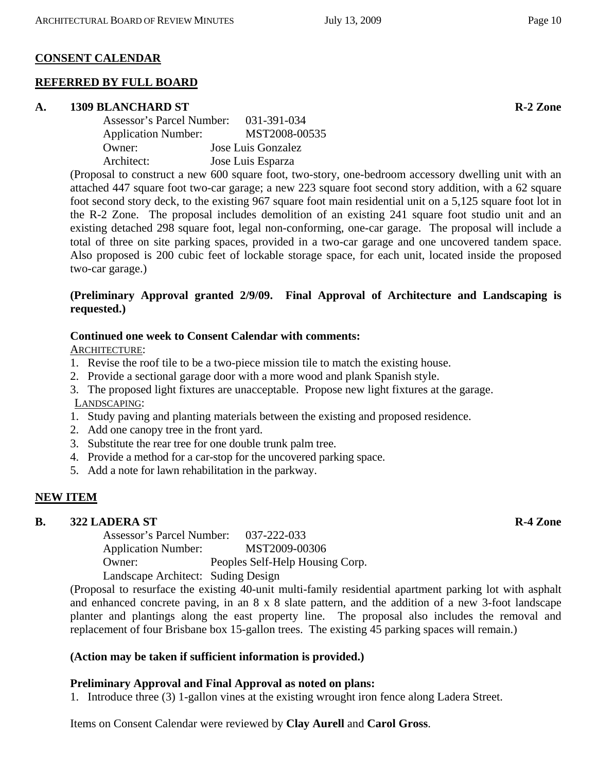## CONSENT CALENDAR

## REFERRED BY FULL BOARD

### A. 1309 BLANCHARD ST — R-2 Zone

Assessor's Parcel Number: 031-391-034
Application Number: MST2008-00535
Owner: Jose Luis Gonzalez
Architect: Jose Luis Esparza

(Proposal to construct a new 600 square foot, two-story, one-bedroom accessory dwelling unit with an attached 447 square foot two-car garage; a new 223 square foot second story addition, with a 62 square foot second story deck, to the existing 967 square foot main residential unit on a 5,125 square foot lot in the R-2 Zone. The proposal includes demolition of an existing 241 square foot studio unit and an existing detached 298 square foot, legal non-conforming, one-car garage. The proposal will include a total of three on site parking spaces, provided in a two-car garage and one uncovered tandem space. Also proposed is 200 cubic feet of lockable storage space, for each unit, located inside the proposed two-car garage.)

**(Preliminary Approval granted 2/9/09. Final Approval of Architecture and Landscaping is requested.)**

**Continued one week to Consent Calendar with comments:**

ARCHITECTURE:

1. Revise the roof tile to be a two-piece mission tile to match the existing house.
2. Provide a sectional garage door with a more wood and plank Spanish style.
3. The proposed light fixtures are unacceptable. Propose new light fixtures at the garage.

LANDSCAPING:

1. Study paving and planting materials between the existing and proposed residence.
2. Add one canopy tree in the front yard.
3. Substitute the rear tree for one double trunk palm tree.
4. Provide a method for a car-stop for the uncovered parking space.
5. Add a note for lawn rehabilitation in the parkway.

## NEW ITEM

### B. 322 LADERA ST — R-4 Zone

Assessor's Parcel Number: 037-222-033
Application Number: MST2009-00306
Owner: Peoples Self-Help Housing Corp.
Landscape Architect: Suding Design

(Proposal to resurface the existing 40-unit multi-family residential apartment parking lot with asphalt and enhanced concrete paving, in an 8 x 8 slate pattern, and the addition of a new 3-foot landscape planter and plantings along the east property line. The proposal also includes the removal and replacement of four Brisbane box 15-gallon trees. The existing 45 parking spaces will remain.)

**(Action may be taken if sufficient information is provided.)**

**Preliminary Approval and Final Approval as noted on plans:**

1. Introduce three (3) 1-gallon vines at the existing wrought iron fence along Ladera Street.

Items on Consent Calendar were reviewed by **Clay Aurell** and **Carol Gross**.